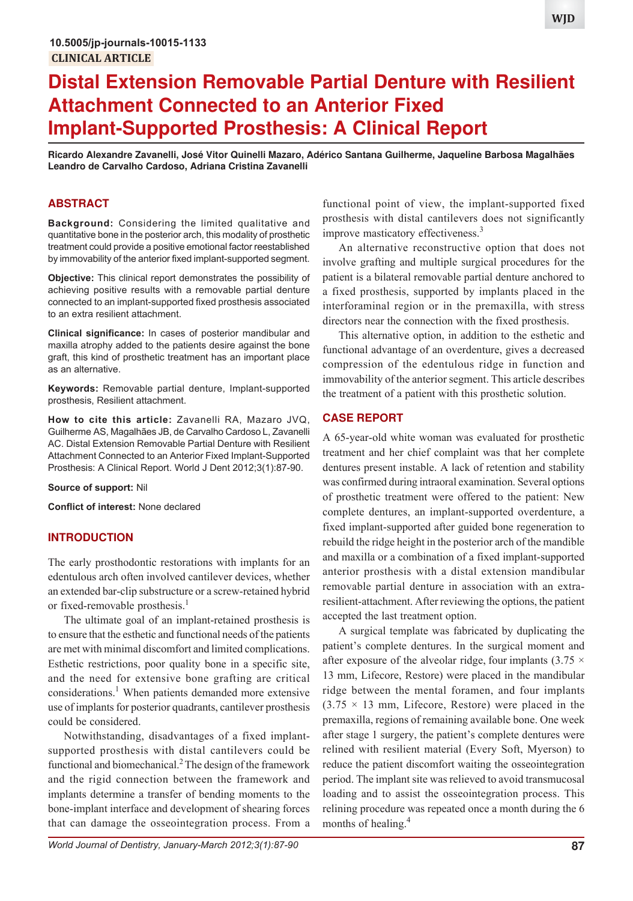10.5005/jp-journals-10015-1133

**CLINICAL ARTICLE**

# Distal Extension Removable Partial Denture with Resilient Attachment Connected to an Anterior Fixed Implant-Supported Prosthesis: A Clinical Report

**Ricardo Alexandre Zavanelli, José Vitor Quinelli Mazaro, Adérico Santana Guilherme, Jaqueline Barbosa Magalhães Leandro de Carvalho Cardoso, Adriana Cristina Zavanelli**

## ABSTRACT

**Background:** Considering the limited qualitative and quantitative bone in the posterior arch, this modality of prosthetic treatment could provide a positive emotional factor reestablished by immovability of the anterior fixed implant-supported segment.

**Objective:** This clinical report demonstrates the possibility of achieving positive results with a removable partial denture connected to an implant-supported fixed prosthesis associated to an extra resilient attachment.

**Clinical significance:** In cases of posterior mandibular and maxilla atrophy added to the patients desire against the bone graft, this kind of prosthetic treatment has an important place as an alternative.

**Keywords:** Removable partial denture, Implant-supported prosthesis, Resilient attachment.

**How to cite this article:** Zavanelli RA, Mazaro JVQ, Guilherme AS, Magalhães JB, de Carvalho Cardoso L, Zavanelli AC. Distal Extension Removable Partial Denture with Resilient Attachment Connected to an Anterior Fixed Implant-Supported Prosthesis: A Clinical Report. World J Dent 2012;3(1):87-90.

**Source of support:** Nil

**Conflict of interest:** None declared

## INTRODUCTION

The early prosthodontic restorations with implants for an edentulous arch often involved cantilever devices, whether an extended bar-clip substructure or a screw-retained hybrid or fixed-removable prosthesis.[1]

The ultimate goal of an implant-retained prosthesis is to ensure that the esthetic and functional needs of the patients are met with minimal discomfort and limited complications. Esthetic restrictions, poor quality bone in a specific site, and the need for extensive bone grafting are critical considerations.[1] When patients demanded more extensive use of implants for posterior quadrants, cantilever prosthesis could be considered.

Notwithstanding, disadvantages of a fixed implant-supported prosthesis with distal cantilevers could be functional and biomechanical.[2] The design of the framework and the rigid connection between the framework and implants determine a transfer of bending moments to the bone-implant interface and development of shearing forces that can damage the osseointegration process. From a functional point of view, the implant-supported fixed prosthesis with distal cantilevers does not significantly improve masticatory effectiveness.[3]

An alternative reconstructive option that does not involve grafting and multiple surgical procedures for the patient is a bilateral removable partial denture anchored to a fixed prosthesis, supported by implants placed in the interforaminal region or in the premaxilla, with stress directors near the connection with the fixed prosthesis.

This alternative option, in addition to the esthetic and functional advantage of an overdenture, gives a decreased compression of the edentulous ridge in function and immovability of the anterior segment. This article describes the treatment of a patient with this prosthetic solution.

## CASE REPORT

A 65-year-old white woman was evaluated for prosthetic treatment and her chief complaint was that her complete dentures present instable. A lack of retention and stability was confirmed during intraoral examination. Several options of prosthetic treatment were offered to the patient: New complete dentures, an implant-supported overdenture, a fixed implant-supported after guided bone regeneration to rebuild the ridge height in the posterior arch of the mandible and maxilla or a combination of a fixed implant-supported anterior prosthesis with a distal extension mandibular removable partial denture in association with an extra-resilient-attachment. After reviewing the options, the patient accepted the last treatment option.

A surgical template was fabricated by duplicating the patient's complete dentures. In the surgical moment and after exposure of the alveolar ridge, four implants (3.75 × 13 mm, Lifecore, Restore) were placed in the mandibular ridge between the mental foramen, and four implants (3.75 × 13 mm, Lifecore, Restore) were placed in the premaxilla, regions of remaining available bone. One week after stage 1 surgery, the patient's complete dentures were relined with resilient material (Every Soft, Myerson) to reduce the patient discomfort waiting the osseointegration period. The implant site was relieved to avoid transmucosal loading and to assist the osseointegration process. This relining procedure was repeated once a month during the 6 months of healing.[4]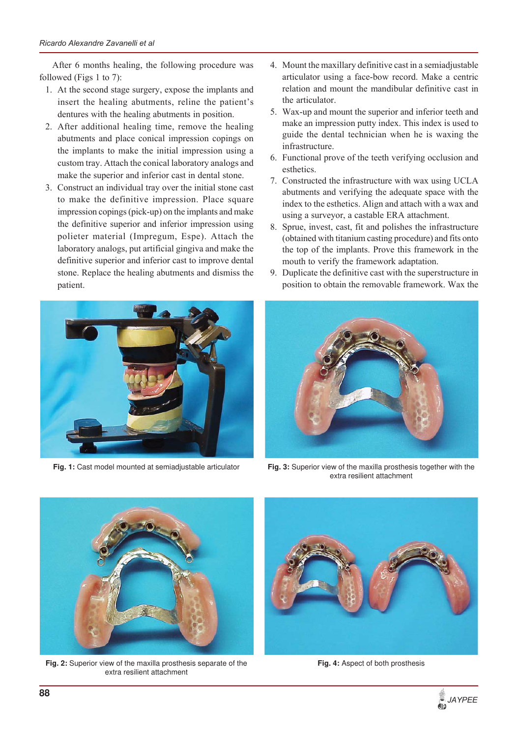After 6 months healing, the following procedure was followed (Figs 1 to 7):

1. At the second stage surgery, expose the implants and insert the healing abutments, reline the patient's dentures with the healing abutments in position.
2. After additional healing time, remove the healing abutments and place conical impression copings on the implants to make the initial impression using a custom tray. Attach the conical laboratory analogs and make the superior and inferior cast in dental stone.
3. Construct an individual tray over the initial stone cast to make the definitive impression. Place square impression copings (pick-up) on the implants and make the definitive superior and inferior impression using polieter material (Impregum, Espe). Attach the laboratory analogs, put artificial gingiva and make the definitive superior and inferior cast to improve dental stone. Replace the healing abutments and dismiss the patient.
4. Mount the maxillary definitive cast in a semiadjustable articulator using a face-bow record. Make a centric relation and mount the mandibular definitive cast in the articulator.
5. Wax-up and mount the superior and inferior teeth and make an impression putty index. This index is used to guide the dental technician when he is waxing the infrastructure.
6. Functional prove of the teeth verifying occlusion and esthetics.
7. Constructed the infrastructure with wax using UCLA abutments and verifying the adequate space with the index to the esthetics. Align and attach with a wax and using a surveyor, a castable ERA attachment.
8. Sprue, invest, cast, fit and polishes the infrastructure (obtained with titanium casting procedure) and fits onto the top of the implants. Prove this framework in the mouth to verify the framework adaptation.
9. Duplicate the definitive cast with the superstructure in position to obtain the removable framework. Wax the

**Fig. 1:** Cast model mounted at semiadjustable articulator

**Fig. 3:** Superior view of the maxilla prosthesis together with the extra resilient attachment

**Fig. 2:** Superior view of the maxilla prosthesis separate of the extra resilient attachment

**Fig. 4:** Aspect of both prosthesis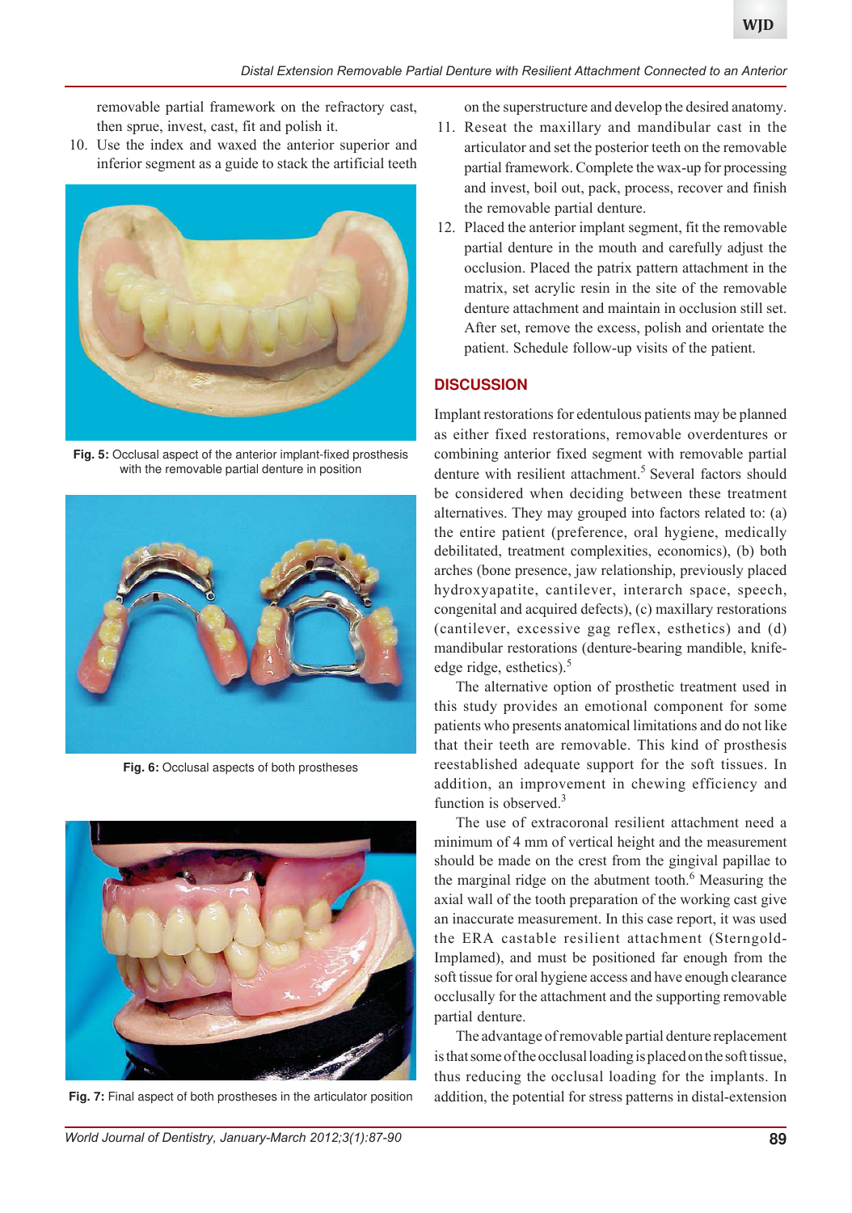removable partial framework on the refractory cast, then sprue, invest, cast, fit and polish it.

10. Use the index and waxed the anterior superior and inferior segment as a guide to stack the artificial teeth on the superstructure and develop the desired anatomy.
11. Reseat the maxillary and mandibular cast in the articulator and set the posterior teeth on the removable partial framework. Complete the wax-up for processing and invest, boil out, pack, process, recover and finish the removable partial denture.
12. Placed the anterior implant segment, fit the removable partial denture in the mouth and carefully adjust the occlusion. Placed the patrix pattern attachment in the matrix, set acrylic resin in the site of the removable denture attachment and maintain in occlusion still set. After set, remove the excess, polish and orientate the patient. Schedule follow-up visits of the patient.

**Fig. 5:** Occlusal aspect of the anterior implant-fixed prosthesis with the removable partial denture in position

**Fig. 6:** Occlusal aspects of both prostheses

**Fig. 7:** Final aspect of both prostheses in the articulator position

## DISCUSSION

Implant restorations for edentulous patients may be planned as either fixed restorations, removable overdentures or combining anterior fixed segment with removable partial denture with resilient attachment.[5] Several factors should be considered when deciding between these treatment alternatives. They may grouped into factors related to: (a) the entire patient (preference, oral hygiene, medically debilitated, treatment complexities, economics), (b) both arches (bone presence, jaw relationship, previously placed hydroxyapatite, cantilever, interarch space, speech, congenital and acquired defects), (c) maxillary restorations (cantilever, excessive gag reflex, esthetics) and (d) mandibular restorations (denture-bearing mandible, knife-edge ridge, esthetics).[5]

The alternative option of prosthetic treatment used in this study provides an emotional component for some patients who presents anatomical limitations and do not like that their teeth are removable. This kind of prosthesis reestablished adequate support for the soft tissues. In addition, an improvement in chewing efficiency and function is observed.[3]

The use of extracoronal resilient attachment need a minimum of 4 mm of vertical height and the measurement should be made on the crest from the gingival papillae to the marginal ridge on the abutment tooth.[6] Measuring the axial wall of the tooth preparation of the working cast give an inaccurate measurement. In this case report, it was used the ERA castable resilient attachment (Sterngold-Implamed), and must be positioned far enough from the soft tissue for oral hygiene access and have enough clearance occlusally for the attachment and the supporting removable partial denture.

The advantage of removable partial denture replacement is that some of the occlusal loading is placed on the soft tissue, thus reducing the occlusal loading for the implants. In addition, the potential for stress patterns in distal-extension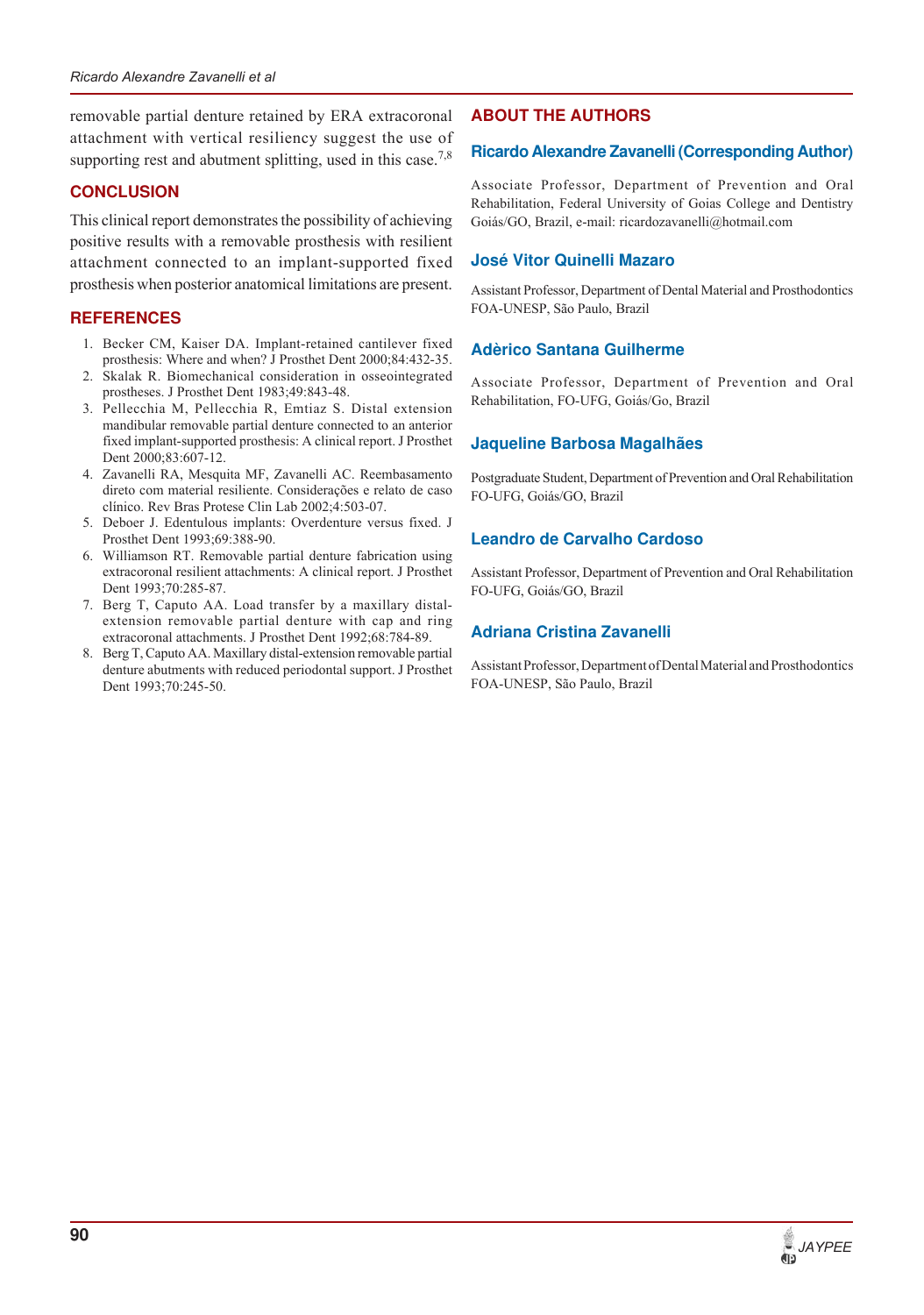removable partial denture retained by ERA extracoronal attachment with vertical resiliency suggest the use of supporting rest and abutment splitting, used in this case.[7,8]

## CONCLUSION

This clinical report demonstrates the possibility of achieving positive results with a removable prosthesis with resilient attachment connected to an implant-supported fixed prosthesis when posterior anatomical limitations are present.

## REFERENCES

1. Becker CM, Kaiser DA. Implant-retained cantilever fixed prosthesis: Where and when? J Prosthet Dent 2000;84:432-35.
2. Skalak R. Biomechanical consideration in osseointegrated prostheses. J Prosthet Dent 1983;49:843-48.
3. Pellecchia M, Pellecchia R, Emtiaz S. Distal extension mandibular removable partial denture connected to an anterior fixed implant-supported prosthesis: A clinical report. J Prosthet Dent 2000;83:607-12.
4. Zavanelli RA, Mesquita MF, Zavanelli AC. Reembasamento direto com material resiliente. Considerações e relato de caso clínico. Rev Bras Protese Clin Lab 2002;4:503-07.
5. Deboer J. Edentulous implants: Overdenture versus fixed. J Prosthet Dent 1993;69:388-90.
6. Williamson RT. Removable partial denture fabrication using extracoronal resilient attachments: A clinical report. J Prosthet Dent 1993;70:285-87.
7. Berg T, Caputo AA. Load transfer by a maxillary distal-extension removable partial denture with cap and ring extracoronal attachments. J Prosthet Dent 1992;68:784-89.
8. Berg T, Caputo AA. Maxillary distal-extension removable partial denture abutments with reduced periodontal support. J Prosthet Dent 1993;70:245-50.

## ABOUT THE AUTHORS

### Ricardo Alexandre Zavanelli (Corresponding Author)

Associate Professor, Department of Prevention and Oral Rehabilitation, Federal University of Goias College and Dentistry Goiás/GO, Brazil, e-mail: ricardozavanelli@hotmail.com

### José Vitor Quinelli Mazaro

Assistant Professor, Department of Dental Material and Prosthodontics FOA-UNESP, São Paulo, Brazil

### Adèrico Santana Guilherme

Associate Professor, Department of Prevention and Oral Rehabilitation, FO-UFG, Goiás/Go, Brazil

### Jaqueline Barbosa Magalhães

Postgraduate Student, Department of Prevention and Oral Rehabilitation FO-UFG, Goiás/GO, Brazil

### Leandro de Carvalho Cardoso

Assistant Professor, Department of Prevention and Oral Rehabilitation FO-UFG, Goiás/GO, Brazil

### Adriana Cristina Zavanelli

Assistant Professor, Department of Dental Material and Prosthodontics FOA-UNESP, São Paulo, Brazil